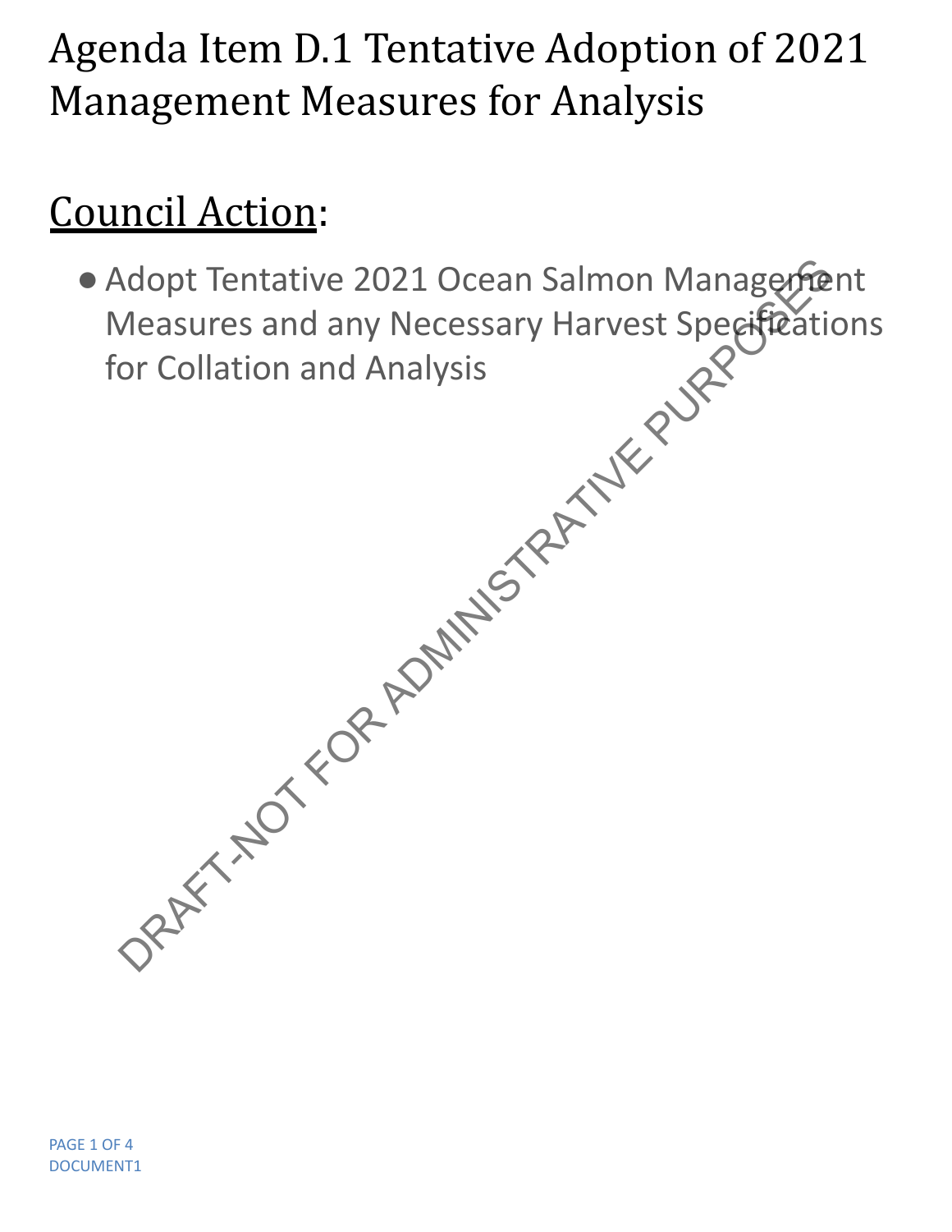# Agenda Item D.1 Tentative Adoption of 2021 Management Measures for Analysis

## <u>Council Action</u>:

- Adopt Tentative 2021 Ocean Salmon Management Measures and any Necessary Harvest Specifications for Collation and Analysis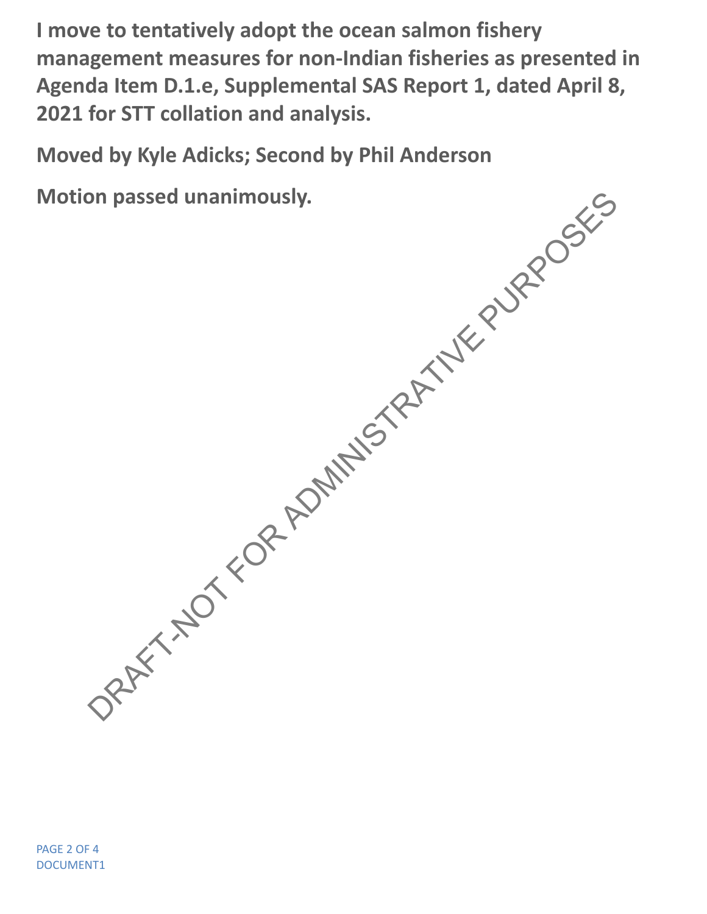**I move to tentatively adopt the ocean salmon fishery management measures for non-Indian fisheries as presented in Agenda Item D.1.e, Supplemental SAS Report 1, dated April 8, 2021 for STT collation and analysis.**

**Moved by Kyle Adicks; Second by Phil Anderson**

**Motion passed unanimously.**

DRAFT-NOT FOR ADMINISTRATIVE PURPOSES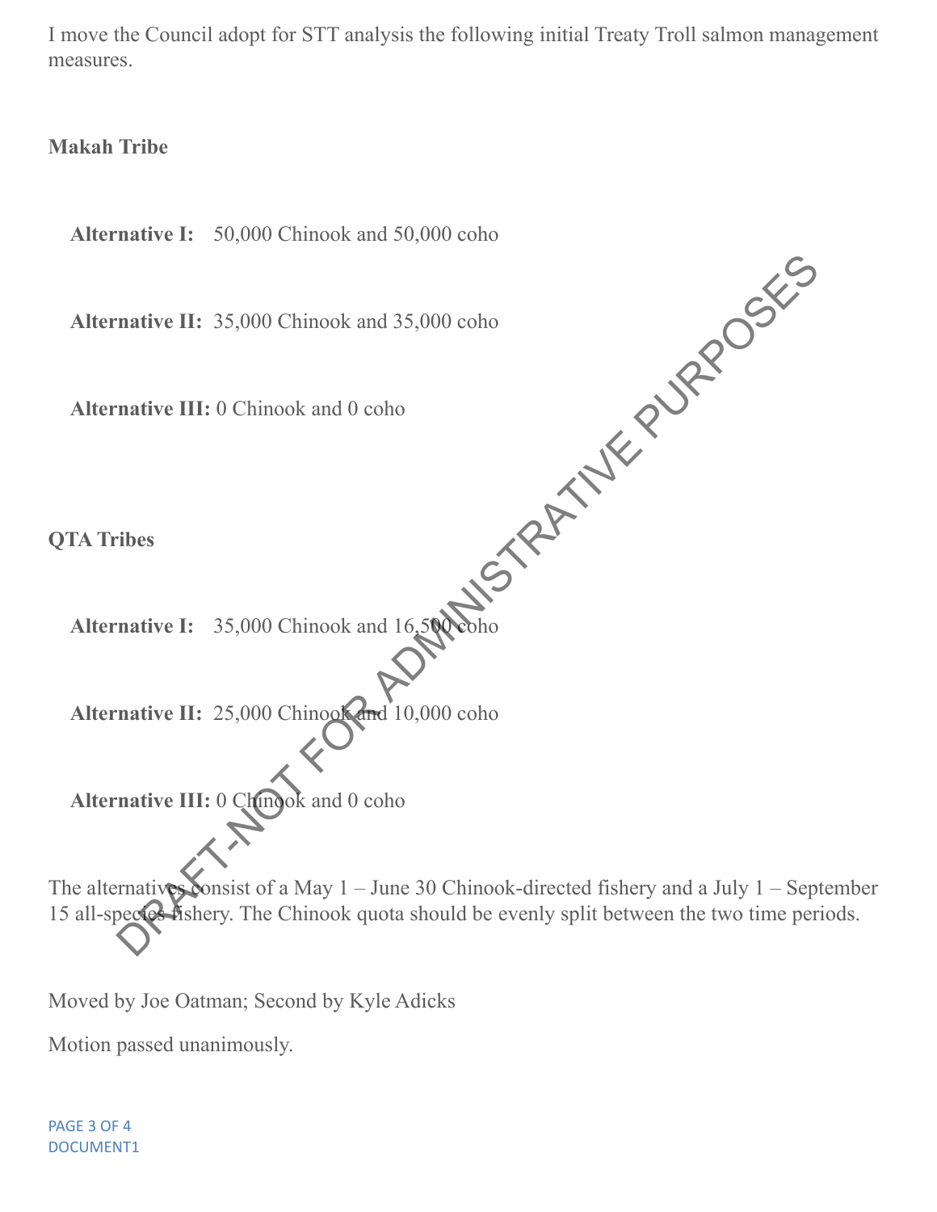I move the Council adopt for STT analysis the following initial Treaty Troll salmon management measures.

**Makah Tribe**

**Alternative I:** 50,000 Chinook and 50,000 coho

**Alternative II:** 35,000 Chinook and 35,000 coho

**Alternative III:** 0 Chinook and 0 coho

**QTA Tribes**

**Alternative I:** 35,000 Chinook and 16,500 coho

**Alternative II:** 25,000 Chinook and 10,000 coho

**Alternative III:** 0 Chinook and 0 coho

The alternatives consist of a May 1 – June 30 Chinook-directed fishery and a July 1 – September 15 all-species fishery. The Chinook quota should be evenly split between the two time periods.

Moved by Joe Oatman; Second by Kyle Adicks

Motion passed unanimously.